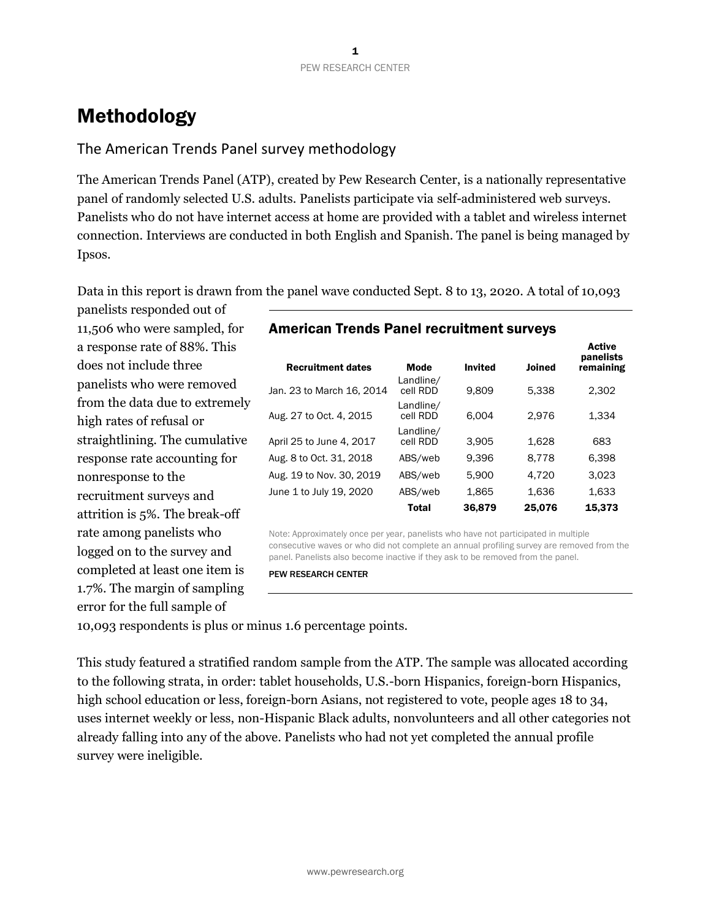# Methodology

## The American Trends Panel survey methodology

The American Trends Panel (ATP), created by Pew Research Center, is a nationally representative panel of randomly selected U.S. adults. Panelists participate via self-administered web surveys. Panelists who do not have internet access at home are provided with a tablet and wireless internet connection. Interviews are conducted in both English and Spanish. The panel is being managed by Ipsos.

Data in this report is drawn from the panel wave conducted Sept. 8 to 13, 2020. A total of 10,093 panelists responded out of 11,506 who were sampled, for a response rate of 88%. This does not include three panelists who were removed from the data due to extremely high rates of refusal or straightlining. The cumulative response rate accounting for nonresponse to the recruitment surveys and attrition is 5%. The break-off rate among panelists who logged on to the survey and completed at least one item is 1.7%. The margin of sampling error for the full sample of 10,093 respondents is plus or minus 1.6 percentage points.

**American Trends Panel recruitment surveys**

| Recruitment dates | Mode | Invited | Joined | Active panelists remaining |
|---|---|---|---|---|
| Jan. 23 to March 16, 2014 | Landline/ cell RDD | 9,809 | 5,338 | 2,302 |
| Aug. 27 to Oct. 4, 2015 | Landline/ cell RDD | 6,004 | 2,976 | 1,334 |
| April 25 to June 4, 2017 | Landline/ cell RDD | 3,905 | 1,628 | 683 |
| Aug. 8 to Oct. 31, 2018 | ABS/web | 9,396 | 8,778 | 6,398 |
| Aug. 19 to Nov. 30, 2019 | ABS/web | 5,900 | 4,720 | 3,023 |
| June 1 to July 19, 2020 | ABS/web | 1,865 | 1,636 | 1,633 |
| | **Total** | **36,879** | **25,076** | **15,373** |

Note: Approximately once per year, panelists who have not participated in multiple consecutive waves or who did not complete an annual profiling survey are removed from the panel. Panelists also become inactive if they ask to be removed from the panel.

PEW RESEARCH CENTER

This study featured a stratified random sample from the ATP. The sample was allocated according to the following strata, in order: tablet households, U.S.-born Hispanics, foreign-born Hispanics, high school education or less, foreign-born Asians, not registered to vote, people ages 18 to 34, uses internet weekly or less, non-Hispanic Black adults, nonvolunteers and all other categories not already falling into any of the above. Panelists who had not yet completed the annual profile survey were ineligible.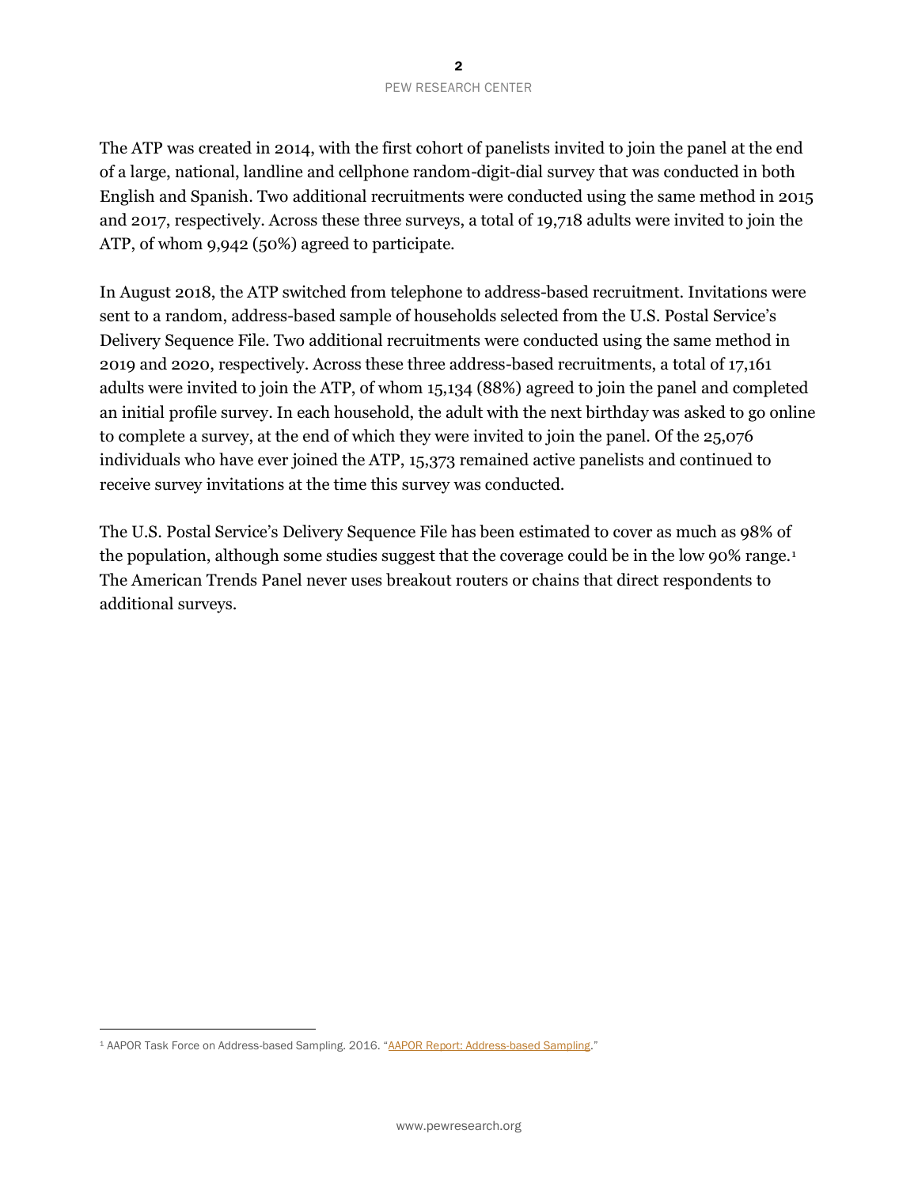The ATP was created in 2014, with the first cohort of panelists invited to join the panel at the end of a large, national, landline and cellphone random-digit-dial survey that was conducted in both English and Spanish. Two additional recruitments were conducted using the same method in 2015 and 2017, respectively. Across these three surveys, a total of 19,718 adults were invited to join the ATP, of whom 9,942 (50%) agreed to participate.

In August 2018, the ATP switched from telephone to address-based recruitment. Invitations were sent to a random, address-based sample of households selected from the U.S. Postal Service's Delivery Sequence File. Two additional recruitments were conducted using the same method in 2019 and 2020, respectively. Across these three address-based recruitments, a total of 17,161 adults were invited to join the ATP, of whom 15,134 (88%) agreed to join the panel and completed an initial profile survey. In each household, the adult with the next birthday was asked to go online to complete a survey, at the end of which they were invited to join the panel. Of the 25,076 individuals who have ever joined the ATP, 15,373 remained active panelists and continued to receive survey invitations at the time this survey was conducted.

The U.S. Postal Service's Delivery Sequence File has been estimated to cover as much as 98% of the population, although some studies suggest that the coverage could be in the low 90% range.[1] The American Trends Panel never uses breakout routers or chains that direct respondents to additional surveys.

[1] AAPOR Task Force on Address-based Sampling. 2016. "AAPOR Report: Address-based Sampling."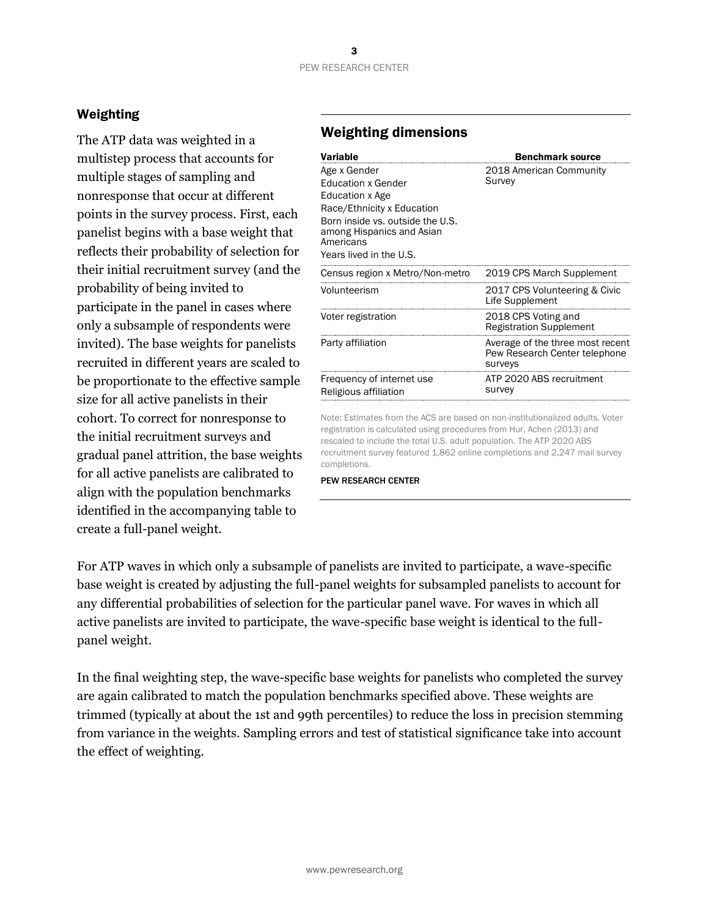## Weighting

The ATP data was weighted in a multistep process that accounts for multiple stages of sampling and nonresponse that occur at different points in the survey process. First, each panelist begins with a base weight that reflects their probability of selection for their initial recruitment survey (and the probability of being invited to participate in the panel in cases where only a subsample of respondents were invited). The base weights for panelists recruited in different years are scaled to be proportionate to the effective sample size for all active panelists in their cohort. To correct for nonresponse to the initial recruitment surveys and gradual panel attrition, the base weights for all active panelists are calibrated to align with the population benchmarks identified in the accompanying table to create a full-panel weight.

### Weighting dimensions

| Variable | Benchmark source |
| --- | --- |
| Age x Gender<br>Education x Gender<br>Education x Age<br>Race/Ethnicity x Education<br>Born inside vs. outside the U.S. among Hispanics and Asian Americans<br>Years lived in the U.S. | 2018 American Community Survey |
| Census region x Metro/Non-metro | 2019 CPS March Supplement |
| Volunteerism | 2017 CPS Volunteering & Civic Life Supplement |
| Voter registration | 2018 CPS Voting and Registration Supplement |
| Party affiliation | Average of the three most recent Pew Research Center telephone surveys |
| Frequency of internet use<br>Religious affiliation | ATP 2020 ABS recruitment survey |

Note: Estimates from the ACS are based on non-institutionalized adults. Voter registration is calculated using procedures from Hur, Achen (2013) and rescaled to include the total U.S. adult population. The ATP 2020 ABS recruitment survey featured 1,862 online completions and 2,247 mail survey completions.

PEW RESEARCH CENTER

For ATP waves in which only a subsample of panelists are invited to participate, a wave-specific base weight is created by adjusting the full-panel weights for subsampled panelists to account for any differential probabilities of selection for the particular panel wave. For waves in which all active panelists are invited to participate, the wave-specific base weight is identical to the full-panel weight.

In the final weighting step, the wave-specific base weights for panelists who completed the survey are again calibrated to match the population benchmarks specified above. These weights are trimmed (typically at about the 1st and 99th percentiles) to reduce the loss in precision stemming from variance in the weights. Sampling errors and test of statistical significance take into account the effect of weighting.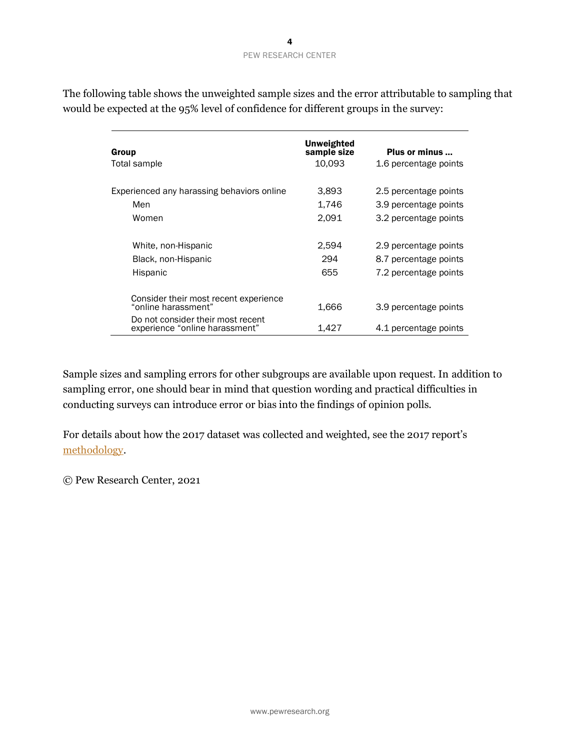The following table shows the unweighted sample sizes and the error attributable to sampling that would be expected at the 95% level of confidence for different groups in the survey:

| Group | Unweighted sample size | Plus or minus ... |
|---|---|---|
| Total sample | 10,093 | 1.6 percentage points |
| Experienced any harassing behaviors online | 3,893 | 2.5 percentage points |
| Men | 1,746 | 3.9 percentage points |
| Women | 2,091 | 3.2 percentage points |
| White, non-Hispanic | 2,594 | 2.9 percentage points |
| Black, non-Hispanic | 294 | 8.7 percentage points |
| Hispanic | 655 | 7.2 percentage points |
| Consider their most recent experience "online harassment" | 1,666 | 3.9 percentage points |
| Do not consider their most recent experience "online harassment" | 1,427 | 4.1 percentage points |

Sample sizes and sampling errors for other subgroups are available upon request. In addition to sampling error, one should bear in mind that question wording and practical difficulties in conducting surveys can introduce error or bias into the findings of opinion polls.

For details about how the 2017 dataset was collected and weighted, see the 2017 report's methodology.

© Pew Research Center, 2021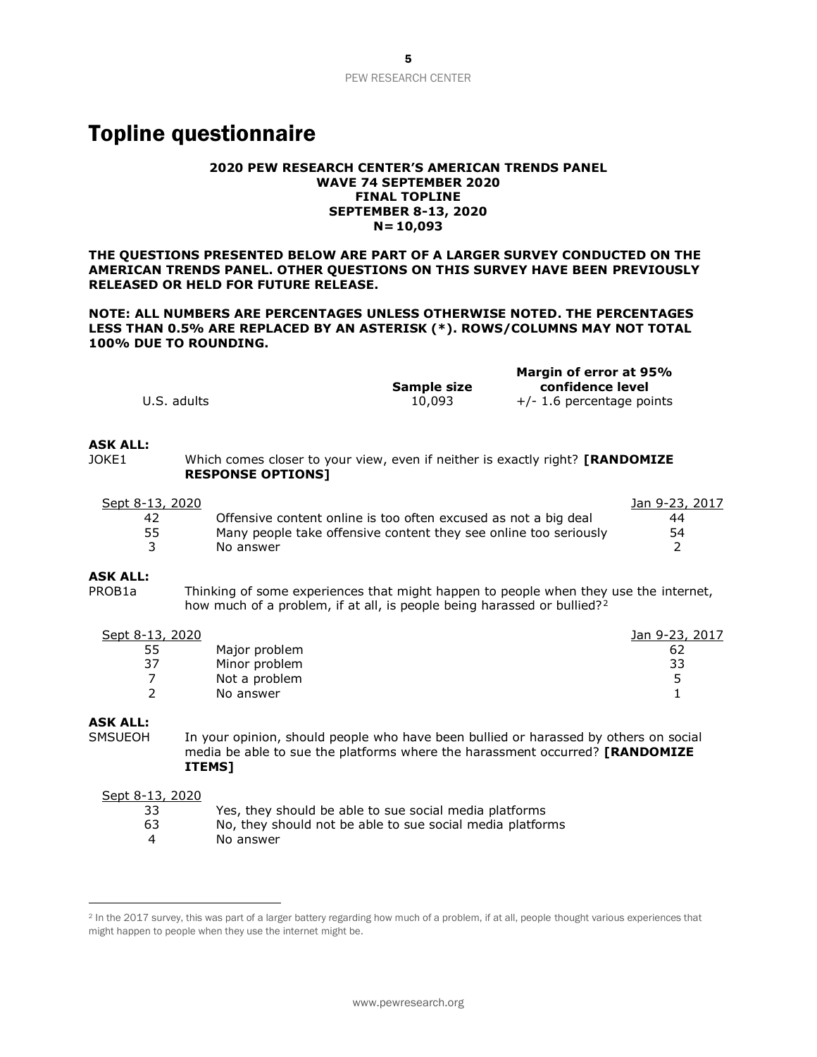# Topline questionnaire

**2020 PEW RESEARCH CENTER'S AMERICAN TRENDS PANEL**
**WAVE 74 SEPTEMBER 2020**
**FINAL TOPLINE**
**SEPTEMBER 8-13, 2020**
**N=10,093**

**THE QUESTIONS PRESENTED BELOW ARE PART OF A LARGER SURVEY CONDUCTED ON THE AMERICAN TRENDS PANEL. OTHER QUESTIONS ON THIS SURVEY HAVE BEEN PREVIOUSLY RELEASED OR HELD FOR FUTURE RELEASE.**

**NOTE: ALL NUMBERS ARE PERCENTAGES UNLESS OTHERWISE NOTED. THE PERCENTAGES LESS THAN 0.5% ARE REPLACED BY AN ASTERISK (*). ROWS/COLUMNS MAY NOT TOTAL 100% DUE TO ROUNDING.**

| | Sample size | Margin of error at 95% confidence level |
|---|---|---|
| U.S. adults | 10,093 | +/- 1.6 percentage points |

**ASK ALL:**

JOKE1 Which comes closer to your view, even if neither is exactly right? **[RANDOMIZE RESPONSE OPTIONS]**

| Sept 8-13, 2020 | | Jan 9-23, 2017 |
|---|---|---|
| 42 | Offensive content online is too often excused as not a big deal | 44 |
| 55 | Many people take offensive content they see online too seriously | 54 |
| 3 | No answer | 2 |

**ASK ALL:**

PROB1a Thinking of some experiences that might happen to people when they use the internet, how much of a problem, if at all, is people being harassed or bullied?[2]

| Sept 8-13, 2020 | | Jan 9-23, 2017 |
|---|---|---|
| 55 | Major problem | 62 |
| 37 | Minor problem | 33 |
| 7 | Not a problem | 5 |
| 2 | No answer | 1 |

**ASK ALL:**

SMSUEOH In your opinion, should people who have been bullied or harassed by others on social media be able to sue the platforms where the harassment occurred? **[RANDOMIZE ITEMS]**

| Sept 8-13, 2020 | |
|---|---|
| 33 | Yes, they should be able to sue social media platforms |
| 63 | No, they should not be able to sue social media platforms |
| 4 | No answer |

[2] In the 2017 survey, this was part of a larger battery regarding how much of a problem, if at all, people thought various experiences that might happen to people when they use the internet might be.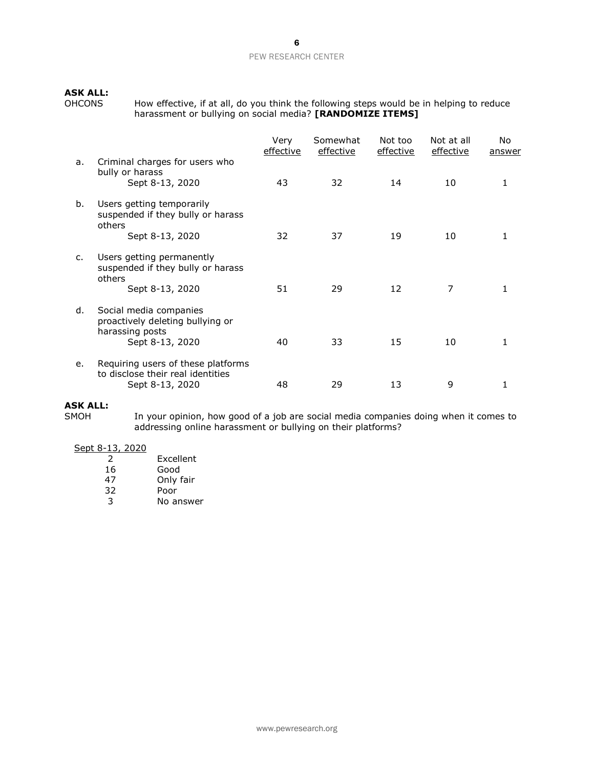**ASK ALL:**

OHCONS How effective, if at all, do you think the following steps would be in helping to reduce harassment or bullying on social media? **[RANDOMIZE ITEMS]**

| | | Very effective | Somewhat effective | Not too effective | Not at all effective | No answer |
|---|---|---|---|---|---|---|
| a. | Criminal charges for users who bully or harass | | | | | |
| | Sept 8-13, 2020 | 43 | 32 | 14 | 10 | 1 |
| b. | Users getting temporarily suspended if they bully or harass others | | | | | |
| | Sept 8-13, 2020 | 32 | 37 | 19 | 10 | 1 |
| c. | Users getting permanently suspended if they bully or harass others | | | | | |
| | Sept 8-13, 2020 | 51 | 29 | 12 | 7 | 1 |
| d. | Social media companies proactively deleting bullying or harassing posts | | | | | |
| | Sept 8-13, 2020 | 40 | 33 | 15 | 10 | 1 |
| e. | Requiring users of these platforms to disclose their real identities | | | | | |
| | Sept 8-13, 2020 | 48 | 29 | 13 | 9 | 1 |

**ASK ALL:**

SMOH In your opinion, how good of a job are social media companies doing when it comes to addressing online harassment or bullying on their platforms?

| Sept 8-13, 2020 | |
|---|---|
| 2 | Excellent |
| 16 | Good |
| 47 | Only fair |
| 32 | Poor |
| 3 | No answer |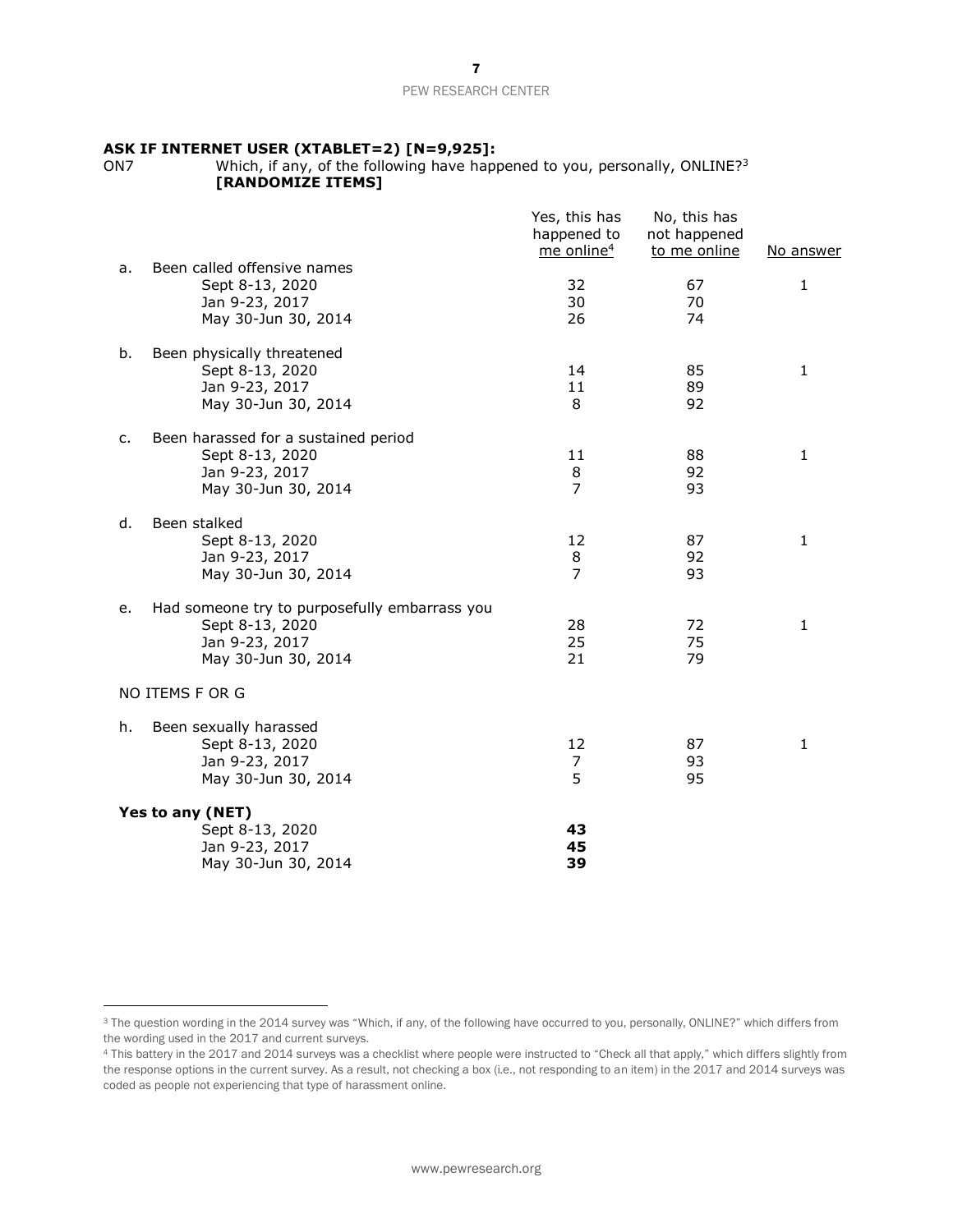**ASK IF INTERNET USER (XTABLET=2) [N=9,925]:**

ON7 Which, if any, of the following have happened to you, personally, ONLINE?[3]
**[RANDOMIZE ITEMS]**

| | | Yes, this has happened to me online[4] | No, this has not happened to me online | No answer |
|---|---|---|---|---|
| a. | Been called offensive names | | | |
| | Sept 8-13, 2020 | 32 | 67 | 1 |
| | Jan 9-23, 2017 | 30 | 70 | |
| | May 30-Jun 30, 2014 | 26 | 74 | |
| b. | Been physically threatened | | | |
| | Sept 8-13, 2020 | 14 | 85 | 1 |
| | Jan 9-23, 2017 | 11 | 89 | |
| | May 30-Jun 30, 2014 | 8 | 92 | |
| c. | Been harassed for a sustained period | | | |
| | Sept 8-13, 2020 | 11 | 88 | 1 |
| | Jan 9-23, 2017 | 8 | 92 | |
| | May 30-Jun 30, 2014 | 7 | 93 | |
| d. | Been stalked | | | |
| | Sept 8-13, 2020 | 12 | 87 | 1 |
| | Jan 9-23, 2017 | 8 | 92 | |
| | May 30-Jun 30, 2014 | 7 | 93 | |
| e. | Had someone try to purposefully embarrass you | | | |
| | Sept 8-13, 2020 | 28 | 72 | 1 |
| | Jan 9-23, 2017 | 25 | 75 | |
| | May 30-Jun 30, 2014 | 21 | 79 | |
| | NO ITEMS F OR G | | | |
| h. | Been sexually harassed | | | |
| | Sept 8-13, 2020 | 12 | 87 | 1 |
| | Jan 9-23, 2017 | 7 | 93 | |
| | May 30-Jun 30, 2014 | 5 | 95 | |
| | **Yes to any (NET)** | | | |
| | Sept 8-13, 2020 | **43** | | |
| | Jan 9-23, 2017 | **45** | | |
| | May 30-Jun 30, 2014 | **39** | | |

[3] The question wording in the 2014 survey was "Which, if any, of the following have occurred to you, personally, ONLINE?" which differs from the wording used in the 2017 and current surveys.

[4] This battery in the 2017 and 2014 surveys was a checklist where people were instructed to "Check all that apply," which differs slightly from the response options in the current survey. As a result, not checking a box (i.e., not responding to an item) in the 2017 and 2014 surveys was coded as people not experiencing that type of harassment online.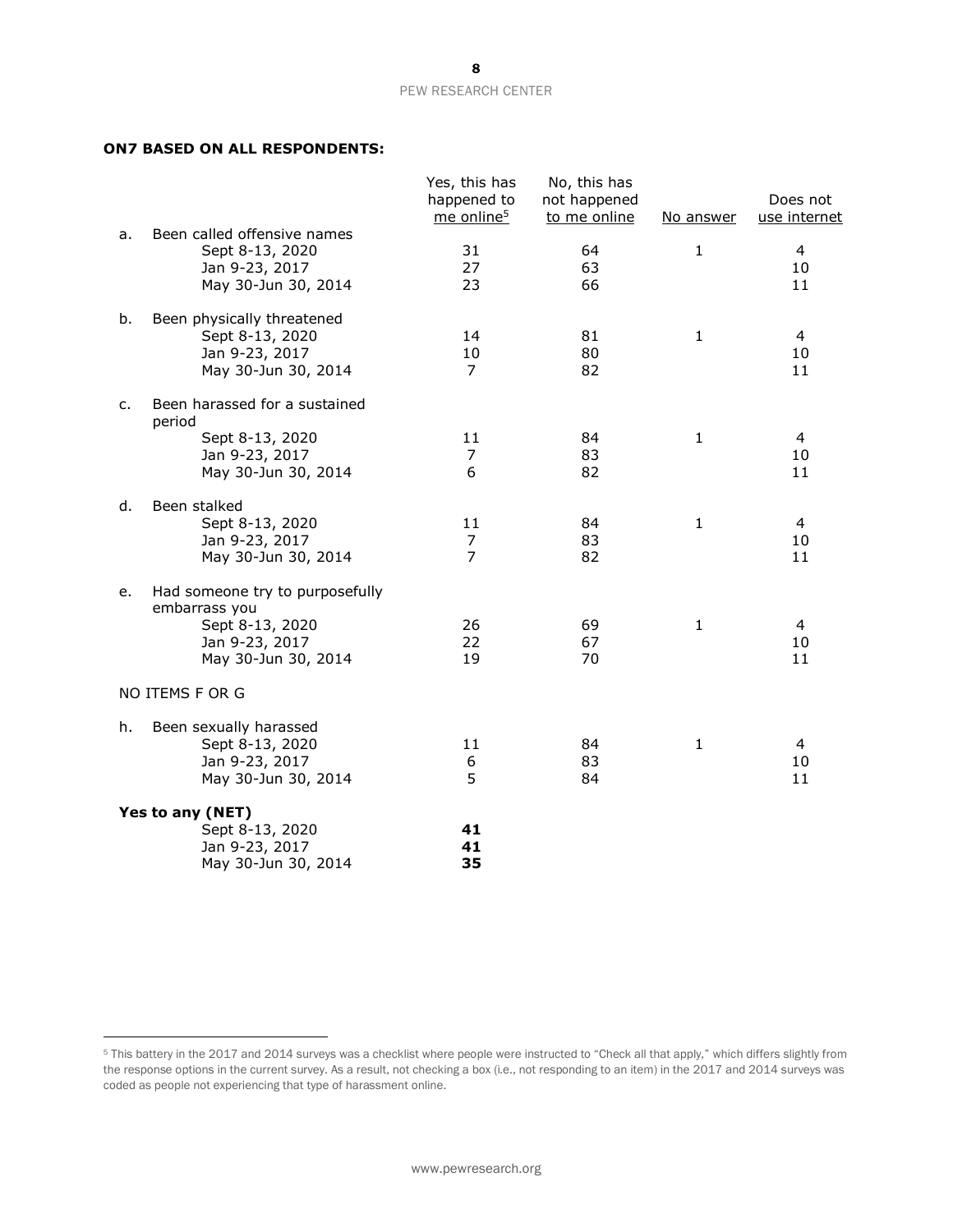**ON7 BASED ON ALL RESPONDENTS:**

| | Yes, this has happened to me online[5] | No, this has not happened to me online | No answer | Does not use internet |
|---|---|---|---|---|
| a. Been called offensive names | | | | |
| Sept 8-13, 2020 | 31 | 64 | 1 | 4 |
| Jan 9-23, 2017 | 27 | 63 | | 10 |
| May 30-Jun 30, 2014 | 23 | 66 | | 11 |
| b. Been physically threatened | | | | |
| Sept 8-13, 2020 | 14 | 81 | 1 | 4 |
| Jan 9-23, 2017 | 10 | 80 | | 10 |
| May 30-Jun 30, 2014 | 7 | 82 | | 11 |
| c. Been harassed for a sustained period | | | | |
| Sept 8-13, 2020 | 11 | 84 | 1 | 4 |
| Jan 9-23, 2017 | 7 | 83 | | 10 |
| May 30-Jun 30, 2014 | 6 | 82 | | 11 |
| d. Been stalked | | | | |
| Sept 8-13, 2020 | 11 | 84 | 1 | 4 |
| Jan 9-23, 2017 | 7 | 83 | | 10 |
| May 30-Jun 30, 2014 | 7 | 82 | | 11 |
| e. Had someone try to purposefully embarrass you | | | | |
| Sept 8-13, 2020 | 26 | 69 | 1 | 4 |
| Jan 9-23, 2017 | 22 | 67 | | 10 |
| May 30-Jun 30, 2014 | 19 | 70 | | 11 |
| NO ITEMS F OR G | | | | |
| h. Been sexually harassed | | | | |
| Sept 8-13, 2020 | 11 | 84 | 1 | 4 |
| Jan 9-23, 2017 | 6 | 83 | | 10 |
| May 30-Jun 30, 2014 | 5 | 84 | | 11 |
| **Yes to any (NET)** | | | | |
| Sept 8-13, 2020 | **41** | | | |
| Jan 9-23, 2017 | **41** | | | |
| May 30-Jun 30, 2014 | **35** | | | |

[5] This battery in the 2017 and 2014 surveys was a checklist where people were instructed to "Check all that apply," which differs slightly from the response options in the current survey. As a result, not checking a box (i.e., not responding to an item) in the 2017 and 2014 surveys was coded as people not experiencing that type of harassment online.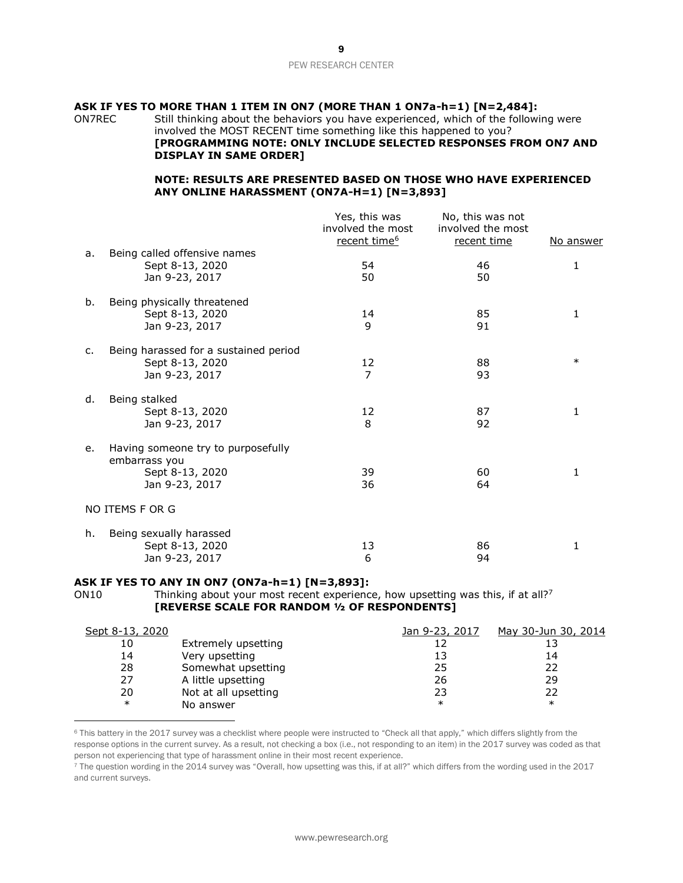**ASK IF YES TO MORE THAN 1 ITEM IN ON7 (MORE THAN 1 ON7a-h=1) [N=2,484]:**

ON7REC Still thinking about the behaviors you have experienced, which of the following were involved the MOST RECENT time something like this happened to you?
**[PROGRAMMING NOTE: ONLY INCLUDE SELECTED RESPONSES FROM ON7 AND DISPLAY IN SAME ORDER]**

**NOTE: RESULTS ARE PRESENTED BASED ON THOSE WHO HAVE EXPERIENCED ANY ONLINE HARASSMENT (ON7A-H=1) [N=3,893]**

| | | Yes, this was involved the most recent time[6] | No, this was not involved the most recent time | No answer |
|---|---|---|---|---|
| a. | Being called offensive names | | | |
| | Sept 8-13, 2020 | 54 | 46 | 1 |
| | Jan 9-23, 2017 | 50 | 50 | |
| b. | Being physically threatened | | | |
| | Sept 8-13, 2020 | 14 | 85 | 1 |
| | Jan 9-23, 2017 | 9 | 91 | |
| c. | Being harassed for a sustained period | | | |
| | Sept 8-13, 2020 | 12 | 88 | * |
| | Jan 9-23, 2017 | 7 | 93 | |
| d. | Being stalked | | | |
| | Sept 8-13, 2020 | 12 | 87 | 1 |
| | Jan 9-23, 2017 | 8 | 92 | |
| e. | Having someone try to purposefully embarrass you | | | |
| | Sept 8-13, 2020 | 39 | 60 | 1 |
| | Jan 9-23, 2017 | 36 | 64 | |
| | NO ITEMS F OR G | | | |
| h. | Being sexually harassed | | | |
| | Sept 8-13, 2020 | 13 | 86 | 1 |
| | Jan 9-23, 2017 | 6 | 94 | |

**ASK IF YES TO ANY IN ON7 (ON7a-h=1) [N=3,893]:**

ON10 Thinking about your most recent experience, how upsetting was this, if at all?[7]
**[REVERSE SCALE FOR RANDOM ½ OF RESPONDENTS]**

| Sept 8-13, 2020 | | Jan 9-23, 2017 | May 30-Jun 30, 2014 |
|---|---|---|---|
| 10 | Extremely upsetting | 12 | 13 |
| 14 | Very upsetting | 13 | 14 |
| 28 | Somewhat upsetting | 25 | 22 |
| 27 | A little upsetting | 26 | 29 |
| 20 | Not at all upsetting | 23 | 22 |
| * | No answer | * | * |

[6] This battery in the 2017 survey was a checklist where people were instructed to "Check all that apply," which differs slightly from the response options in the current survey. As a result, not checking a box (i.e., not responding to an item) in the 2017 survey was coded as that person not experiencing that type of harassment online in their most recent experience.

[7] The question wording in the 2014 survey was "Overall, how upsetting was this, if at all?" which differs from the wording used in the 2017 and current surveys.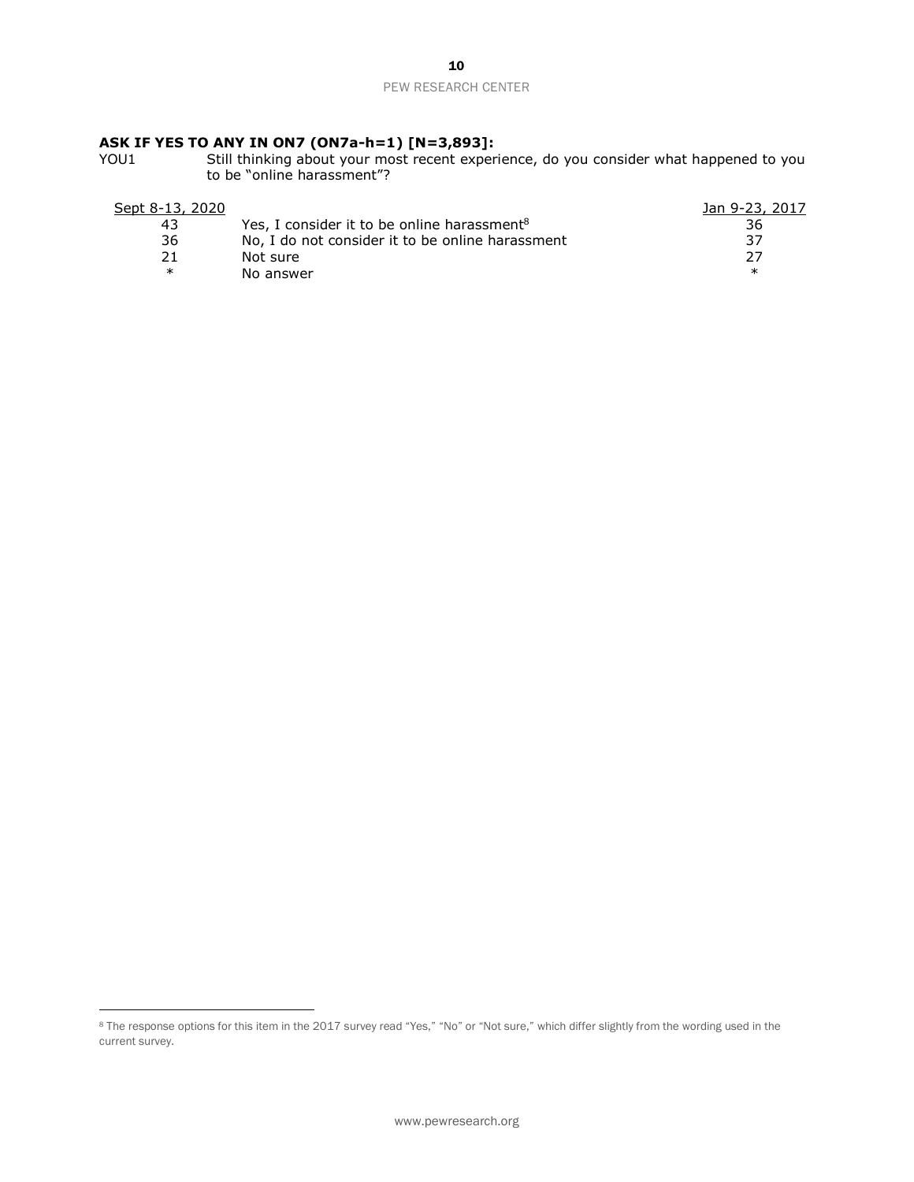**ASK IF YES TO ANY IN ON7 (ON7a-h=1) [N=3,893]:**

YOU1 Still thinking about your most recent experience, do you consider what happened to you to be "online harassment"?

| Sept 8-13, 2020 | | Jan 9-23, 2017 |
|---|---|---|
| 43 | Yes, I consider it to be online harassment[8] | 36 |
| 36 | No, I do not consider it to be online harassment | 37 |
| 21 | Not sure | 27 |
| * | No answer | * |

[8] The response options for this item in the 2017 survey read "Yes," "No" or "Not sure," which differ slightly from the wording used in the current survey.

www.pewresearch.org